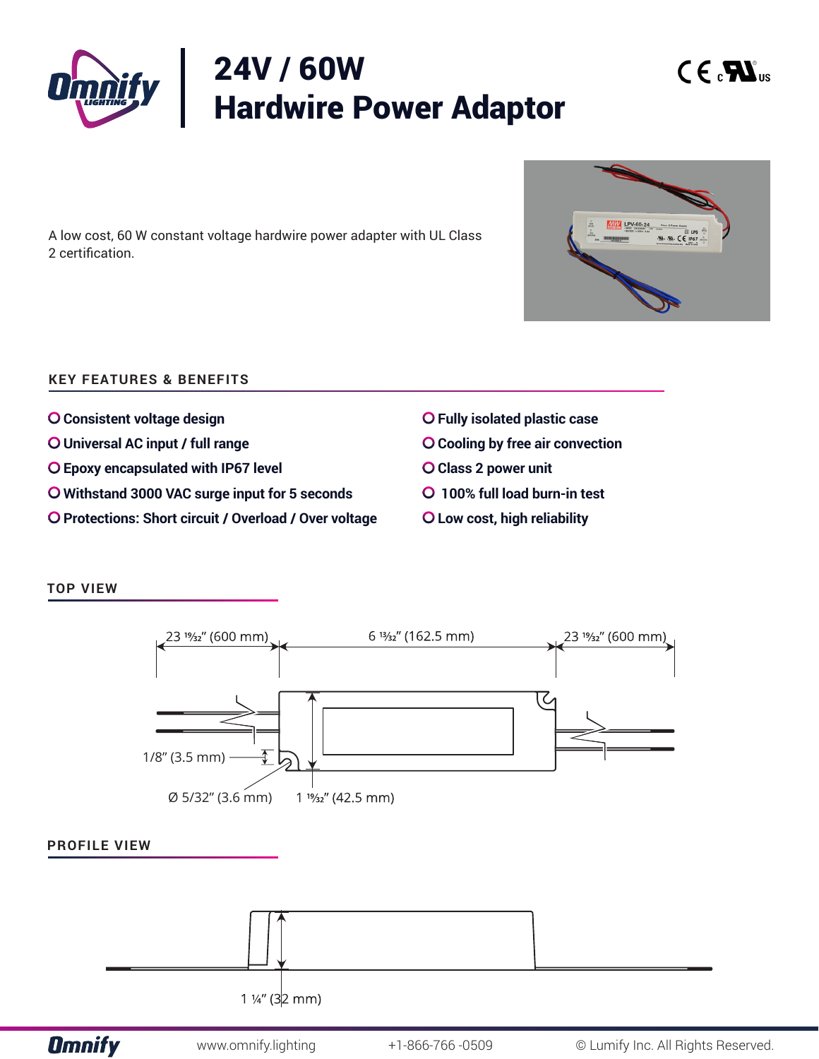# 24V / 60W Hardwire Power Adaptor

A low cost, 60 W constant voltage hardwire power adapter with UL Class 2 certification.

## KEY FEATURES & BENEFITS

- Consistent voltage design
- Universal AC input / full range
- Epoxy encapsulated with IP67 level
- Withstand 3000 VAC surge input for 5 seconds
- Protections: Short circuit / Overload / Over voltage
- Fully isolated plastic case
- Cooling by free air convection
- Class 2 power unit
- 100% full load burn-in test
- Low cost, high reliability

## TOP VIEW

23 19⁄32″ (600 mm)

6 13⁄32″ (162.5 mm)

23 19⁄32″ (600 mm)

1/8″ (3.5 mm)

Ø 5/32″ (3.6 mm)

1 19⁄32″ (42.5 mm)

## PROFILE VIEW

1 ¼″ (32 mm)

www.omnify.lighting +1-866-766 -0509 © Lumify Inc. All Rights Reserved.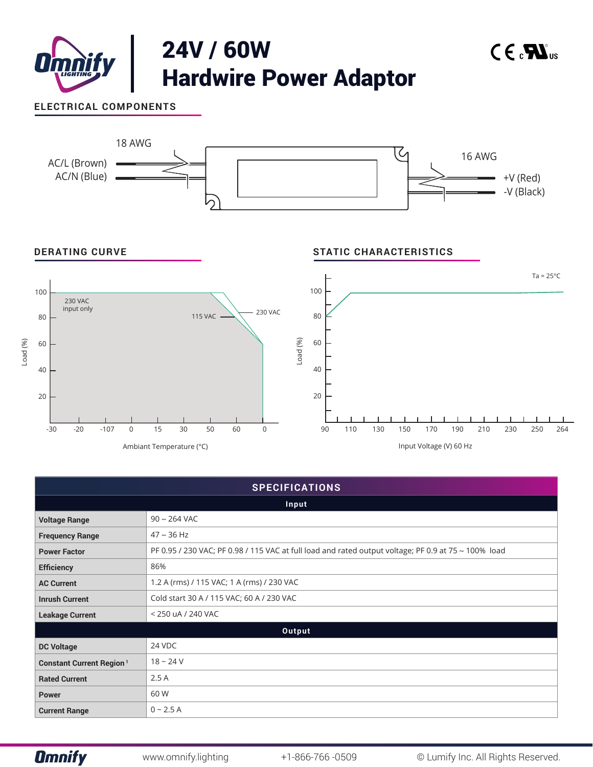# 24V / 60W Hardwire Power Adaptor

## ELECTRICAL COMPONENTS

18 AWG

AC/L (Brown)
AC/N (Blue)

16 AWG

+V (Red)
-V (Black)

## DERATING CURVE

Load (%)

230 VAC input only

115 VAC

230 VAC

Ambiant Temperature (°C)

## STATIC CHARACTERISTICS

Ta = 25°C

Load (%)

Input Voltage (V) 60 Hz

| SPECIFICATIONS | |
|---|---|
| **Input** | |
| **Voltage Range** | 90 ~ 264 VAC |
| **Frequency Range** | 47 ~ 36 Hz |
| **Power Factor** | PF 0.95 / 230 VAC; PF 0.98 / 115 VAC at full load and rated output voltage; PF 0.9 at 75 ~ 100% load |
| **Efficiency** | 86% |
| **AC Current** | 1.2 A (rms) / 115 VAC; 1 A (rms) / 230 VAC |
| **Inrush Current** | Cold start 30 A / 115 VAC; 60 A / 230 VAC |
| **Leakage Current** | < 250 uA / 240 VAC |
| **Output** | |
| **DC Voltage** | 24 VDC |
| **Constant Current Region** [1] | 18 ~ 24 V |
| **Rated Current** | 2.5 A |
| **Power** | 60 W |
| **Current Range** | 0 ~ 2.5 A |

www.omnify.lighting    +1-866-766 -0509    © Lumify Inc. All Rights Reserved.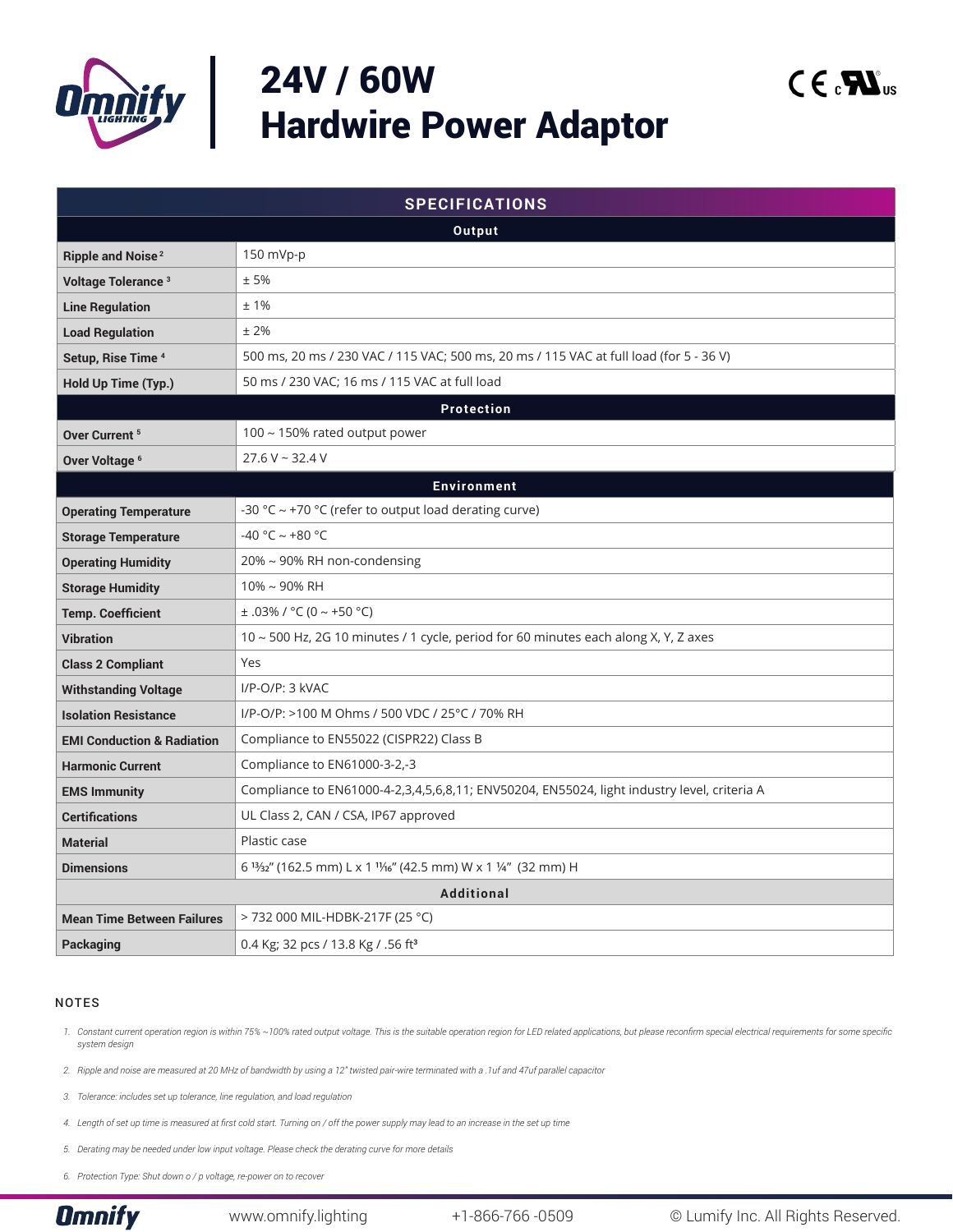# 24V / 60W Hardwire Power Adaptor

| SPECIFICATIONS | |
|---|---|
| **Output** | |
| **Ripple and Noise** [2] | 150 mVp-p |
| **Voltage Tolerance** [3] | ± 5% |
| **Line Regulation** | ± 1% |
| **Load Regulation** | ± 2% |
| **Setup, Rise Time** [4] | 500 ms, 20 ms / 230 VAC / 115 VAC; 500 ms, 20 ms / 115 VAC at full load (for 5 - 36 V) |
| **Hold Up Time (Typ.)** | 50 ms / 230 VAC; 16 ms / 115 VAC at full load |
| **Protection** | |
| **Over Current** [5] | 100 ~ 150% rated output power |
| **Over Voltage** [6] | 27.6 V ~ 32.4 V |
| **Environment** | |
| **Operating Temperature** | -30 °C ~ +70 °C (refer to output load derating curve) |
| **Storage Temperature** | -40 °C ~ +80 °C |
| **Operating Humidity** | 20% ~ 90% RH non-condensing |
| **Storage Humidity** | 10% ~ 90% RH |
| **Temp. Coefficient** | ± .03% / °C (0 ~ +50 °C) |
| **Vibration** | 10 ~ 500 Hz, 2G 10 minutes / 1 cycle, period for 60 minutes each along X, Y, Z axes |
| **Class 2 Compliant** | Yes |
| **Withstanding Voltage** | I/P-O/P: 3 kVAC |
| **Isolation Resistance** | I/P-O/P: >100 M Ohms / 500 VDC / 25°C / 70% RH |
| **EMI Conduction & Radiation** | Compliance to EN55022 (CISPR22) Class B |
| **Harmonic Current** | Compliance to EN61000-3-2,-3 |
| **EMS Immunity** | Compliance to EN61000-4-2,3,4,5,6,8,11; ENV50204, EN55024, light industry level, criteria A |
| **Certifications** | UL Class 2, CAN / CSA, IP67 approved |
| **Material** | Plastic case |
| **Dimensions** | 6 13⁄32" (162.5 mm) L x 1 11⁄16" (42.5 mm) W x 1 ¼" (32 mm) H |
| **Additional** | |
| **Mean Time Between Failures** | > 732 000 MIL-HDBK-217F (25 °C) |
| **Packaging** | 0.4 Kg; 32 pcs / 13.8 Kg / .56 ft³ |

## NOTES

1. *Constant current operation region is within 75% ~100% rated output voltage. This is the suitable operation region for LED related applications, but please reconfirm special electrical requirements for some specific system design*
2. *Ripple and noise are measured at 20 MHz of bandwidth by using a 12" twisted pair-wire terminated with a .1uf and 47uf parallel capacitor*
3. *Tolerance: includes set up tolerance, line regulation, and load regulation*
4. *Length of set up time is measured at first cold start. Turning on / off the power supply may lead to an increase in the set up time*
5. *Derating may be needed under low input voltage. Please check the derating curve for more details*
6. *Protection Type: Shut down o / p voltage, re-power on to recover*

www.omnify.lighting +1-866-766 -0509 © Lumify Inc. All Rights Reserved.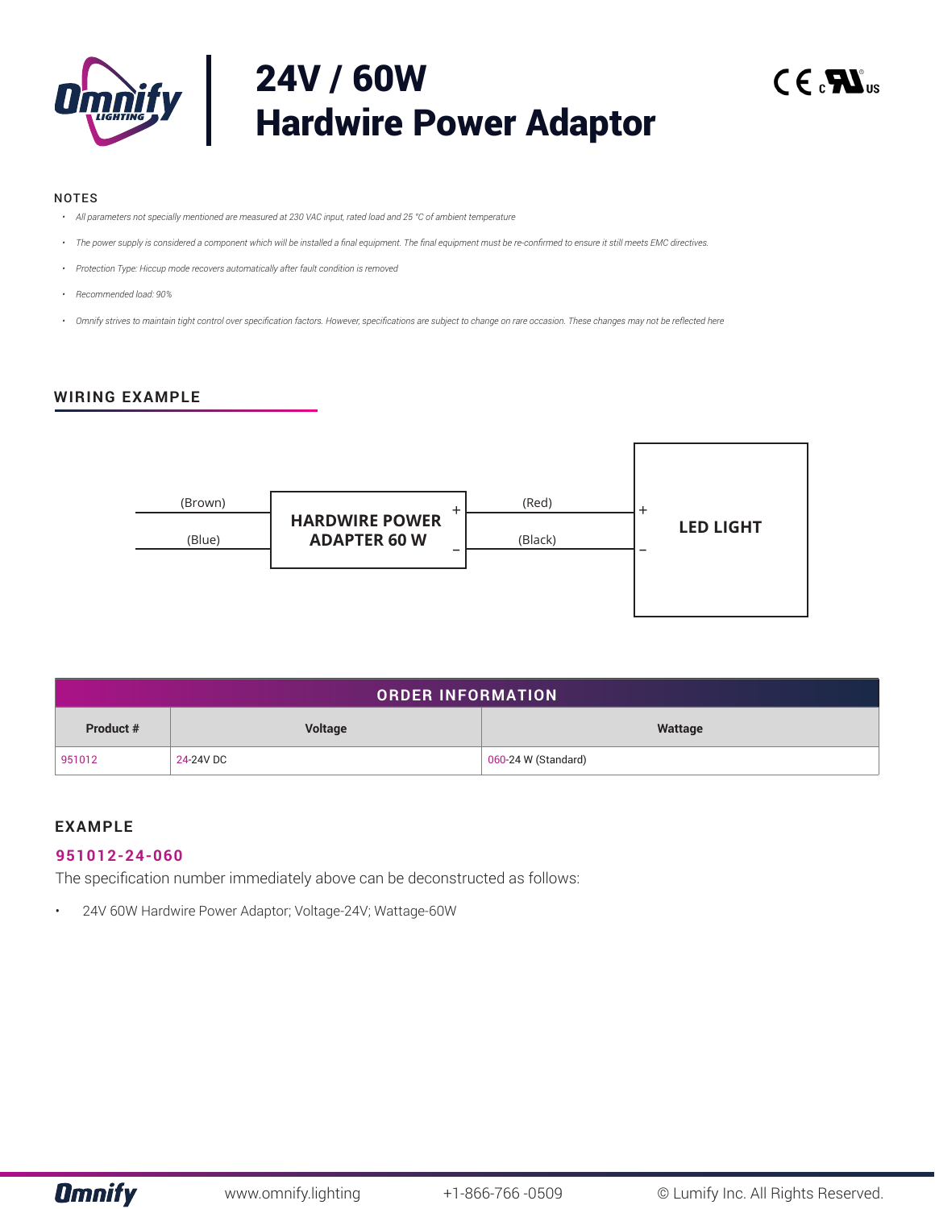# 24V / 60W Hardwire Power Adaptor

### NOTES

- All parameters not specially mentioned are measured at 230 VAC input, rated load and 25 °C of ambient temperature
- The power supply is considered a component which will be installed a final equipment. The final equipment must be re-confirmed to ensure it still meets EMC directives.
- Protection Type: Hiccup mode recovers automatically after fault condition is removed
- Recommended load: 90%
- Omnify strives to maintain tight control over specification factors. However, specifications are subject to change on rare occasion. These changes may not be reflected here

### WIRING EXAMPLE

(Brown)
(Blue)
HARDWIRE POWER ADAPTER 60 W
+
−
(Red)
(Black)
+
−
LED LIGHT

### ORDER INFORMATION

| Product # | Voltage | Wattage |
|---|---|---|
| 951012 | 24-24V DC | 060-24 W (Standard) |

### EXAMPLE

**951012-24-060**

The specification number immediately above can be deconstructed as follows:

- 24V 60W Hardwire Power Adaptor; Voltage-24V; Wattage-60W